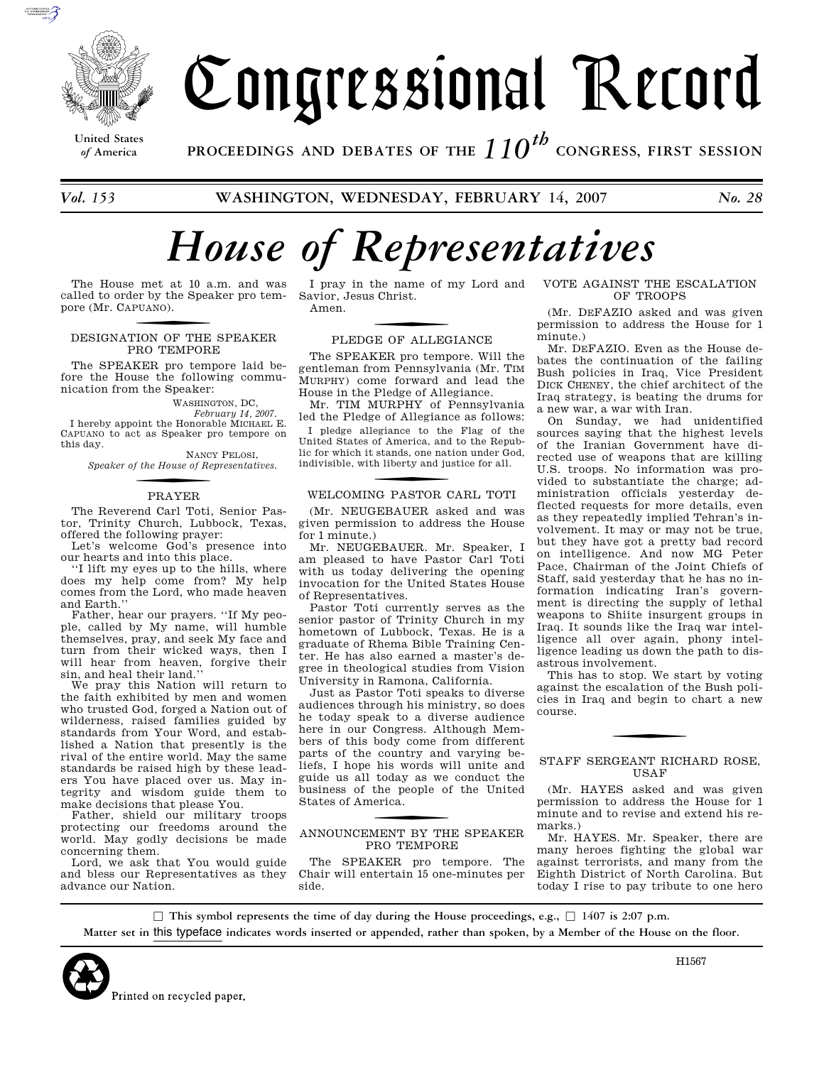# Congressional Record

United States of America

PROCEEDINGS AND DEBATES OF THE 110th CONGRESS, FIRST SESSION

*Vol. 153* — WASHINGTON, WEDNESDAY, FEBRUARY 14, 2007 — *No. 28*

# *House of Representatives*

The House met at 10 a.m. and was called to order by the Speaker pro tempore (Mr. CAPUANO).

## DESIGNATION OF THE SPEAKER PRO TEMPORE

The SPEAKER pro tempore laid before the House the following communication from the Speaker:

WASHINGTON, DC,
*February 14, 2007.*

I hereby appoint the Honorable MICHAEL E. CAPUANO to act as Speaker pro tempore on this day.

NANCY PELOSI,
*Speaker of the House of Representatives.*

## PRAYER

The Reverend Carl Toti, Senior Pastor, Trinity Church, Lubbock, Texas, offered the following prayer:

Let's welcome God's presence into our hearts and into this place.

''I lift my eyes up to the hills, where does my help come from? My help comes from the Lord, who made heaven and Earth.''

Father, hear our prayers. ''If My people, called by My name, will humble themselves, pray, and seek My face and turn from their wicked ways, then I will hear from heaven, forgive their sin, and heal their land.''

We pray this Nation will return to the faith exhibited by men and women who trusted God, forged a Nation out of wilderness, raised families guided by standards from Your Word, and established a Nation that presently is the rival of the entire world. May the same standards be raised high by these leaders You have placed over us. May integrity and wisdom guide them to make decisions that please You.

Father, shield our military troops protecting our freedoms around the world. May godly decisions be made concerning them.

Lord, we ask that You would guide and bless our Representatives as they advance our Nation.

I pray in the name of my Lord and Savior, Jesus Christ.

Amen.

## PLEDGE OF ALLEGIANCE

The SPEAKER pro tempore. Will the gentleman from Pennsylvania (Mr. TIM MURPHY) come forward and lead the House in the Pledge of Allegiance.

Mr. TIM MURPHY of Pennsylvania led the Pledge of Allegiance as follows:

I pledge allegiance to the Flag of the United States of America, and to the Republic for which it stands, one nation under God, indivisible, with liberty and justice for all.

## WELCOMING PASTOR CARL TOTI

(Mr. NEUGEBAUER asked and was given permission to address the House for 1 minute.)

Mr. NEUGEBAUER. Mr. Speaker, I am pleased to have Pastor Carl Toti with us today delivering the opening invocation for the United States House of Representatives.

Pastor Toti currently serves as the senior pastor of Trinity Church in my hometown of Lubbock, Texas. He is a graduate of Rhema Bible Training Center. He has also earned a master's degree in theological studies from Vision University in Ramona, California.

Just as Pastor Toti speaks to diverse audiences through his ministry, so does he today speak to a diverse audience here in our Congress. Although Members of this body come from different parts of the country and varying beliefs, I hope his words will unite and guide us all today as we conduct the business of the people of the United States of America.

## ANNOUNCEMENT BY THE SPEAKER PRO TEMPORE

The SPEAKER pro tempore. The Chair will entertain 15 one-minutes per side.

## VOTE AGAINST THE ESCALATION OF TROOPS

(Mr. DEFAZIO asked and was given permission to address the House for 1 minute.)

Mr. DEFAZIO. Even as the House debates the continuation of the failing Bush policies in Iraq, Vice President DICK CHENEY, the chief architect of the Iraq strategy, is beating the drums for a new war, a war with Iran.

On Sunday, we had unidentified sources saying that the highest levels of the Iranian Government have directed use of weapons that are killing U.S. troops. No information was provided to substantiate the charge; administration officials yesterday deflected requests for more details, even as they repeatedly implied Tehran's involvement. It may or may not be true, but they have got a pretty bad record on intelligence. And now MG Peter Pace, Chairman of the Joint Chiefs of Staff, said yesterday that he has no information indicating Iran's government is directing the supply of lethal weapons to Shiite insurgent groups in Iraq. It sounds like the Iraq war intelligence all over again, phony intelligence leading us down the path to disastrous involvement.

This has to stop. We start by voting against the escalation of the Bush policies in Iraq and begin to chart a new course.

## STAFF SERGEANT RICHARD ROSE, USAF

(Mr. HAYES asked and was given permission to address the House for 1 minute and to revise and extend his remarks.)

Mr. HAYES. Mr. Speaker, there are many heroes fighting the global war against terrorists, and many from the Eighth District of North Carolina. But today I rise to pay tribute to one hero

---

☐ This symbol represents the time of day during the House proceedings, e.g., ☐ 1407 is 2:07 p.m.

Matter set in this typeface indicates words inserted or appended, rather than spoken, by a Member of the House on the floor.

Printed on recycled paper.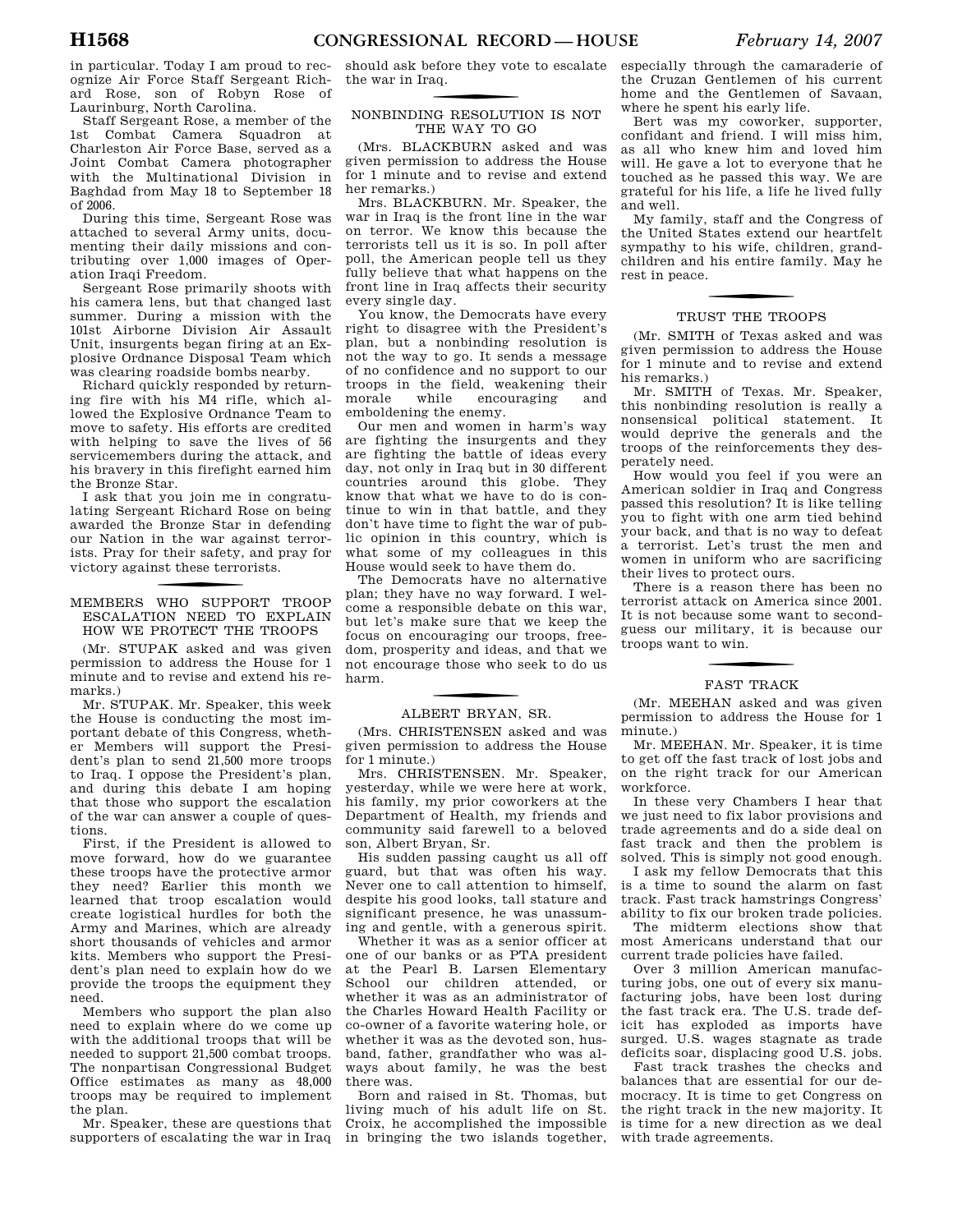in particular. Today I am proud to recognize Air Force Staff Sergeant Richard Rose, son of Robyn Rose of Laurinburg, North Carolina.

Staff Sergeant Rose, a member of the 1st Combat Camera Squadron at Charleston Air Force Base, served as a Joint Combat Camera photographer with the Multinational Division in Baghdad from May 18 to September 18 of 2006.

During this time, Sergeant Rose was attached to several Army units, documenting their daily missions and contributing over 1,000 images of Operation Iraqi Freedom.

Sergeant Rose primarily shoots with his camera lens, but that changed last summer. During a mission with the 101st Airborne Division Air Assault Unit, insurgents began firing at an Explosive Ordnance Disposal Team which was clearing roadside bombs nearby.

Richard quickly responded by returning fire with his M4 rifle, which allowed the Explosive Ordnance Team to move to safety. His efforts are credited with helping to save the lives of 56 servicemembers during the attack, and his bravery in this firefight earned him the Bronze Star.

I ask that you join me in congratulating Sergeant Richard Rose on being awarded the Bronze Star in defending our Nation in the war against terrorists. Pray for their safety, and pray for victory against these terrorists.

## MEMBERS WHO SUPPORT TROOP ESCALATION NEED TO EXPLAIN HOW WE PROTECT THE TROOPS

(Mr. STUPAK asked and was given permission to address the House for 1 minute and to revise and extend his remarks.)

Mr. STUPAK. Mr. Speaker, this week the House is conducting the most important debate of this Congress, whether Members will support the President's plan to send 21,500 more troops to Iraq. I oppose the President's plan, and during this debate I am hoping that those who support the escalation of the war can answer a couple of questions.

First, if the President is allowed to move forward, how do we guarantee these troops have the protective armor they need? Earlier this month we learned that troop escalation would create logistical hurdles for both the Army and Marines, which are already short thousands of vehicles and armor kits. Members who support the President's plan need to explain how do we provide the troops the equipment they need.

Members who support the plan also need to explain where do we come up with the additional troops that will be needed to support 21,500 combat troops. The nonpartisan Congressional Budget Office estimates as many as 48,000 troops may be required to implement the plan.

Mr. Speaker, these are questions that supporters of escalating the war in Iraq should ask before they vote to escalate the war in Iraq.

## NONBINDING RESOLUTION IS NOT THE WAY TO GO

(Mrs. BLACKBURN asked and was given permission to address the House for 1 minute and to revise and extend her remarks.)

Mrs. BLACKBURN. Mr. Speaker, the war in Iraq is the front line in the war on terror. We know this because the terrorists tell us it is so. In poll after poll, the American people tell us they fully believe that what happens on the front line in Iraq affects their security every single day.

You know, the Democrats have every right to disagree with the President's plan, but a nonbinding resolution is not the way to go. It sends a message of no confidence and no support to our troops in the field, weakening their morale while encouraging and emboldening the enemy.

Our men and women in harm's way are fighting the insurgents and they are fighting the battle of ideas every day, not only in Iraq but in 30 different countries around this globe. They know that what we have to do is continue to win in that battle, and they don't have time to fight the war of public opinion in this country, which is what some of my colleagues in this House would seek to have them do.

The Democrats have no alternative plan; they have no way forward. I welcome a responsible debate on this war, but let's make sure that we keep the focus on encouraging our troops, freedom, prosperity and ideas, and that we not encourage those who seek to do us harm.

## ALBERT BRYAN, SR.

(Mrs. CHRISTENSEN asked and was given permission to address the House for 1 minute.)

Mrs. CHRISTENSEN. Mr. Speaker, yesterday, while we were here at work, his family, my prior coworkers at the Department of Health, my friends and community said farewell to a beloved son, Albert Bryan, Sr.

His sudden passing caught us all off guard, but that was often his way. Never one to call attention to himself, despite his good looks, tall stature and significant presence, he was unassuming and gentle, with a generous spirit.

Whether it was as a senior officer at one of our banks or as PTA president at the Pearl B. Larsen Elementary School our children attended, or whether it was as an administrator of the Charles Howard Health Facility or co-owner of a favorite watering hole, or whether it was as the devoted son, husband, father, grandfather who was always about family, he was the best there was.

Born and raised in St. Thomas, but living much of his adult life on St. Croix, he accomplished the impossible in bringing the two islands together, especially through the camaraderie of the Cruzan Gentlemen of his current home and the Gentlemen of Savaan, where he spent his early life.

Bert was my coworker, supporter, confidant and friend. I will miss him, as all who knew him and loved him will. He gave a lot to everyone that he touched as he passed this way. We are grateful for his life, a life he lived fully and well.

My family, staff and the Congress of the United States extend our heartfelt sympathy to his wife, children, grandchildren and his entire family. May he rest in peace.

## TRUST THE TROOPS

(Mr. SMITH of Texas asked and was given permission to address the House for 1 minute and to revise and extend his remarks.)

Mr. SMITH of Texas. Mr. Speaker, this nonbinding resolution is really a nonsensical political statement. It would deprive the generals and the troops of the reinforcements they desperately need.

How would you feel if you were an American soldier in Iraq and Congress passed this resolution? It is like telling you to fight with one arm tied behind your back, and that is no way to defeat a terrorist. Let's trust the men and women in uniform who are sacrificing their lives to protect ours.

There is a reason there has been no terrorist attack on America since 2001. It is not because some want to second-guess our military, it is because our troops want to win.

## FAST TRACK

(Mr. MEEHAN asked and was given permission to address the House for 1 minute.)

Mr. MEEHAN. Mr. Speaker, it is time to get off the fast track of lost jobs and on the right track for our American workforce.

In these very Chambers I hear that we just need to fix labor provisions and trade agreements and do a side deal on fast track and then the problem is solved. This is simply not good enough.

I ask my fellow Democrats that this is a time to sound the alarm on fast track. Fast track hamstrings Congress' ability to fix our broken trade policies.

The midterm elections show that most Americans understand that our current trade policies have failed.

Over 3 million American manufacturing jobs, one out of every six manufacturing jobs, have been lost during the fast track era. The U.S. trade deficit has exploded as imports have surged. U.S. wages stagnate as trade deficits soar, displacing good U.S. jobs.

Fast track trashes the checks and balances that are essential for our democracy. It is time to get Congress on the right track in the new majority. It is time for a new direction as we deal with trade agreements.